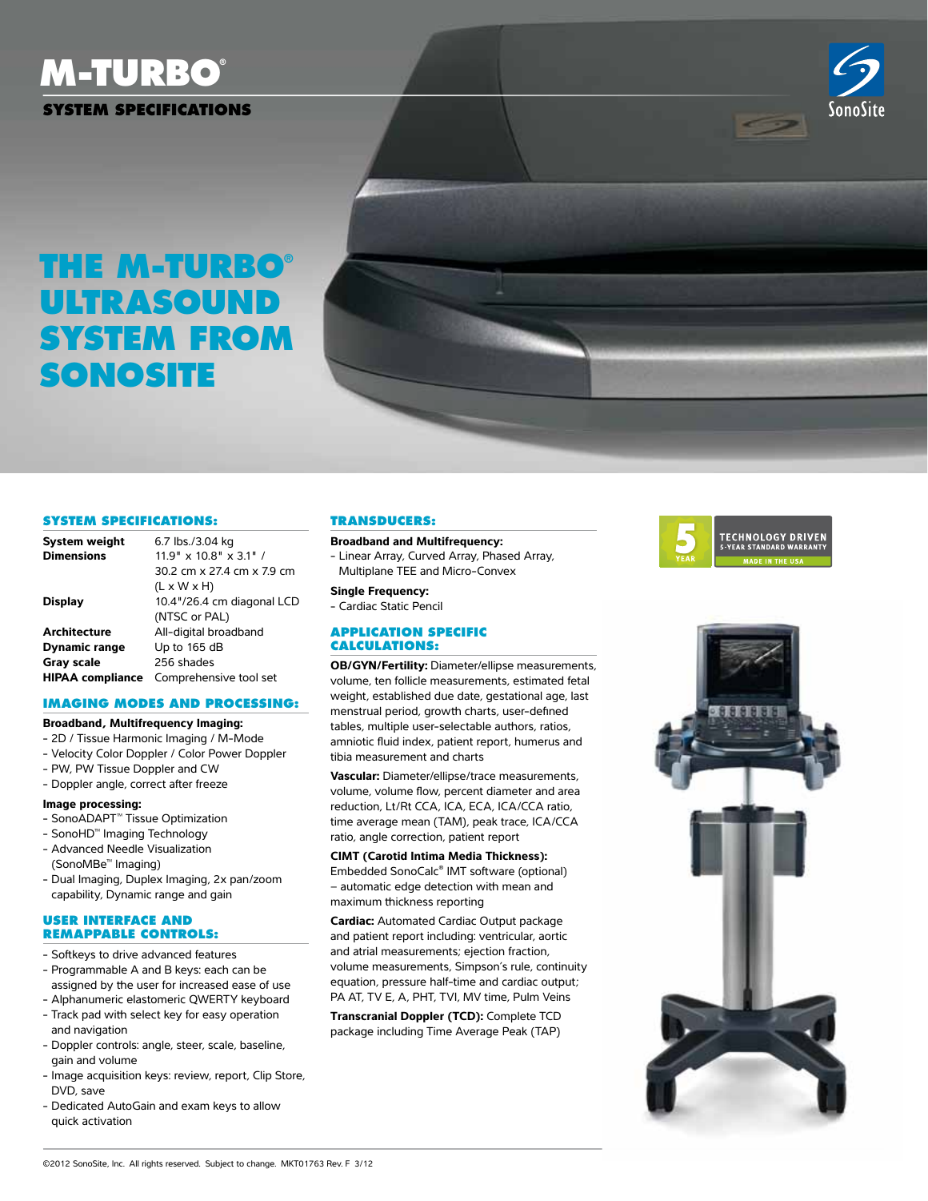# M-TURBO®

## SYSTEM SPECIFICATIONS

# THE M-TURBO® ULTRASOUND SYSTEM FROM SONOSITE

### SYSTEM SPECIFICATIONS:

| | |
|---|---|
| **System weight** | 6.7 lbs./3.04 kg |
| **Dimensions** | 11.9" x 10.8" x 3.1" / 30.2 cm x 27.4 cm x 7.9 cm (L x W x H) |
| **Display** | 10.4"/26.4 cm diagonal LCD (NTSC or PAL) |
| **Architecture** | All-digital broadband |
| **Dynamic range** | Up to 165 dB |
| **Gray scale** | 256 shades |
| **HIPAA compliance** | Comprehensive tool set |

### IMAGING MODES AND PROCESSING:

**Broadband, Multifrequency Imaging:**
- 2D / Tissue Harmonic Imaging / M-Mode
- Velocity Color Doppler / Color Power Doppler
- PW, PW Tissue Doppler and CW
- Doppler angle, correct after freeze

**Image processing:**
- SonoADAPT™ Tissue Optimization
- SonoHD™ Imaging Technology
- Advanced Needle Visualization (SonoMBe™ Imaging)
- Dual Imaging, Duplex Imaging, 2x pan/zoom capability, Dynamic range and gain

### USER INTERFACE AND REMAPPABLE CONTROLS:

- Softkeys to drive advanced features
- Programmable A and B keys: each can be assigned by the user for increased ease of use
- Alphanumeric elastomeric QWERTY keyboard
- Track pad with select key for easy operation and navigation
- Doppler controls: angle, steer, scale, baseline, gain and volume
- Image acquisition keys: review, report, Clip Store, DVD, save
- Dedicated AutoGain and exam keys to allow quick activation

### TRANSDUCERS:

**Broadband and Multifrequency:**
- Linear Array, Curved Array, Phased Array, Multiplane TEE and Micro-Convex

**Single Frequency:**
- Cardiac Static Pencil

### APPLICATION SPECIFIC CALCULATIONS:

**OB/GYN/Fertility:** Diameter/ellipse measurements, volume, ten follicle measurements, estimated fetal weight, established due date, gestational age, last menstrual period, growth charts, user-defined tables, multiple user-selectable authors, ratios, amniotic fluid index, patient report, humerus and tibia measurement and charts

**Vascular:** Diameter/ellipse/trace measurements, volume, volume flow, percent diameter and area reduction, Lt/Rt CCA, ICA, ECA, ICA/CCA ratio, time average mean (TAM), peak trace, ICA/CCA ratio, angle correction, patient report

**CIMT (Carotid Intima Media Thickness):** Embedded SonoCalc® IMT software (optional) – automatic edge detection with mean and maximum thickness reporting

**Cardiac:** Automated Cardiac Output package and patient report including: ventricular, aortic and atrial measurements; ejection fraction, volume measurements, Simpson's rule, continuity equation, pressure half-time and cardiac output; PA AT, TV E, A, PHT, TVI, MV time, Pulm Veins

**Transcranial Doppler (TCD):** Complete TCD package including Time Average Peak (TAP)

5 YEAR — TECHNOLOGY DRIVEN 5-YEAR STANDARD WARRANTY — MADE IN THE USA

©2012 SonoSite, Inc. All rights reserved. Subject to change. MKT01763 Rev. F 3/12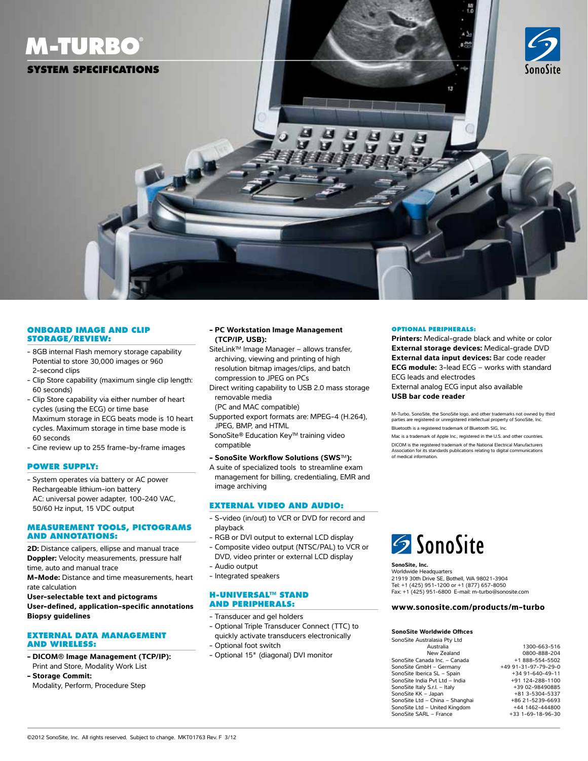# M-TURBO®

## SYSTEM SPECIFICATIONS

### ONBOARD IMAGE AND CLIP STORAGE/REVIEW:

- 8GB internal Flash memory storage capability
  Potential to store 30,000 images or 960 2-second clips
- Clip Store capability (maximum single clip length: 60 seconds)
- Clip Store capability via either number of heart cycles (using the ECG) or time base
  Maximum storage in ECG beats mode is 10 heart cycles. Maximum storage in time base mode is 60 seconds
- Cine review up to 255 frame-by-frame images

### POWER SUPPLY:

- System operates via battery or AC power
  Rechargeable lithium-ion battery
  AC: universal power adapter, 100-240 VAC, 50/60 Hz input, 15 VDC output

### MEASUREMENT TOOLS, PICTOGRAMS AND ANNOTATIONS:

**2D:** Distance calipers, ellipse and manual trace
**Doppler:** Velocity measurements, pressure half time, auto and manual trace
**M-Mode:** Distance and time measurements, heart rate calculation
**User-selectable text and pictograms**
**User-defined, application-specific annotations**
**Biopsy guidelines**

### EXTERNAL DATA MANAGEMENT AND WIRELESS:

- **DICOM® Image Management (TCP/IP):**
  Print and Store, Modality Work List
- **Storage Commit:**
  Modality, Perform, Procedure Step
- **PC Workstation Image Management (TCP/IP, USB):**

SiteLink™ Image Manager – allows transfer, archiving, viewing and printing of high resolution bitmap images/clips, and batch compression to JPEG on PCs
Direct writing capability to USB 2.0 mass storage removable media
(PC and MAC compatible)
Supported export formats are: MPEG-4 (H.264), JPEG, BMP, and HTML
SonoSite® Education Key™ training video compatible

- **SonoSite Workflow Solutions (SWS™):**

A suite of specialized tools to streamline exam management for billing, credentialing, EMR and image archiving

### EXTERNAL VIDEO AND AUDIO:

- S-video (in/out) to VCR or DVD for record and playback
- RGB or DVI output to external LCD display
- Composite video output (NTSC/PAL) to VCR or DVD, video printer or external LCD display
- Audio output
- Integrated speakers

### H-UNIVERSAL™ STAND AND PERIPHERALS:

- Transducer and gel holders
- Optional Triple Transducer Connect (TTC) to quickly activate transducers electronically
- Optional foot switch
- Optional 15" (diagonal) DVI monitor

### OPTIONAL PERIPHERALS:

**Printers:** Medical-grade black and white or color
**External storage devices:** Medical-grade DVD
**External data input devices:** Bar code reader
**ECG module:** 3-lead ECG – works with standard ECG leads and electrodes
External analog ECG input also available
**USB bar code reader**

M-Turbo, SonoSite, the SonoSite logo, and other trademarks not owned by third parties are registered or unregistered intellectual property of SonoSite, Inc.

Bluetooth is a registered trademark of Bluetooth SIG, Inc.

Mac is a trademark of Apple Inc., registered in the U.S. and other countries.

DICOM is the registered trademark of the National Electrical Manufacturers Association for its standards publications relating to digital communications of medical information.

SonoSite

**SonoSite, Inc.**
Worldwide Headquarters
21919 30th Drive SE, Bothell, WA 98021-3904
Tel: +1 (425) 951-1200 or +1 (877) 657-8050
Fax: +1 (425) 951-6800 E-mail: m-turbo@sonosite.com

**www.sonosite.com/products/m-turbo**

**SonoSite Worldwide Offices**

| | |
|---|---|
| SonoSite Australasia Pty Ltd | |
| Australia | 1300-663-516 |
| New Zealand | 0800-888-204 |
| SonoSite Canada Inc. – Canada | +1 888-554-5502 |
| SonoSite GmbH – Germany | +49 91-31-97-79-29-0 |
| SonoSite Iberica SL – Spain | +34 91-640-49-11 |
| SonoSite India Pvt Ltd – India | +91 124-288-1100 |
| SonoSite Italy S.r.l. – Italy | +39 02-98490885 |
| SonoSite KK – Japan | +81 3-5304-5337 |
| SonoSite Ltd – China – Shanghai | +86 21-5239-6693 |
| SonoSite Ltd – United Kingdom | +44 1462-444800 |
| SonoSite SARL – France | +33 1-69-18-96-30 |

©2012 SonoSite, Inc. All rights reserved. Subject to change. MKT01763 Rev. F 3/12